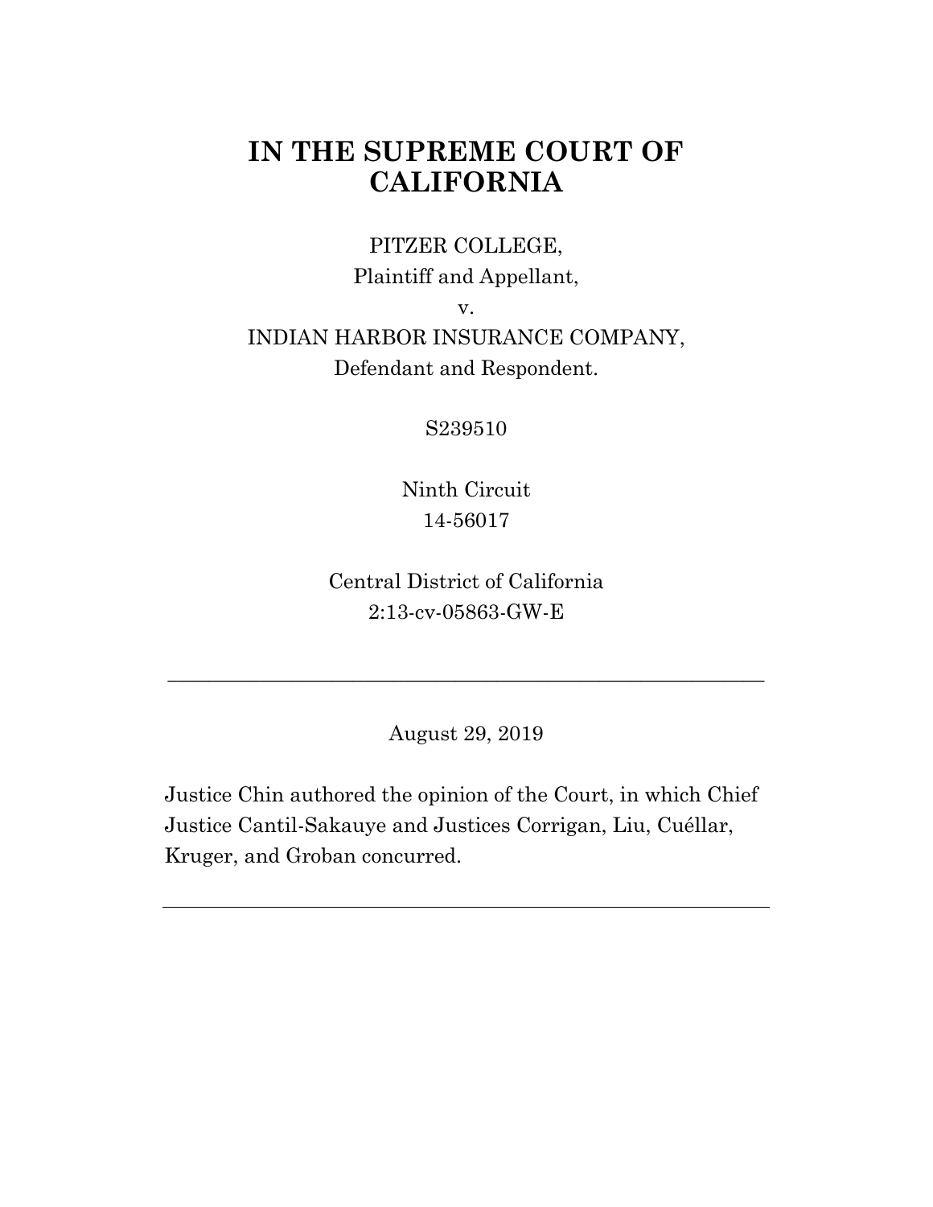# IN THE SUPREME COURT OF CALIFORNIA

PITZER COLLEGE,
Plaintiff and Appellant,

v.

INDIAN HARBOR INSURANCE COMPANY,
Defendant and Respondent.

S239510

Ninth Circuit
14-56017

Central District of California
2:13-cv-05863-GW-E

---

August 29, 2019

Justice Chin authored the opinion of the Court, in which Chief Justice Cantil-Sakauye and Justices Corrigan, Liu, Cuéllar, Kruger, and Groban concurred.

---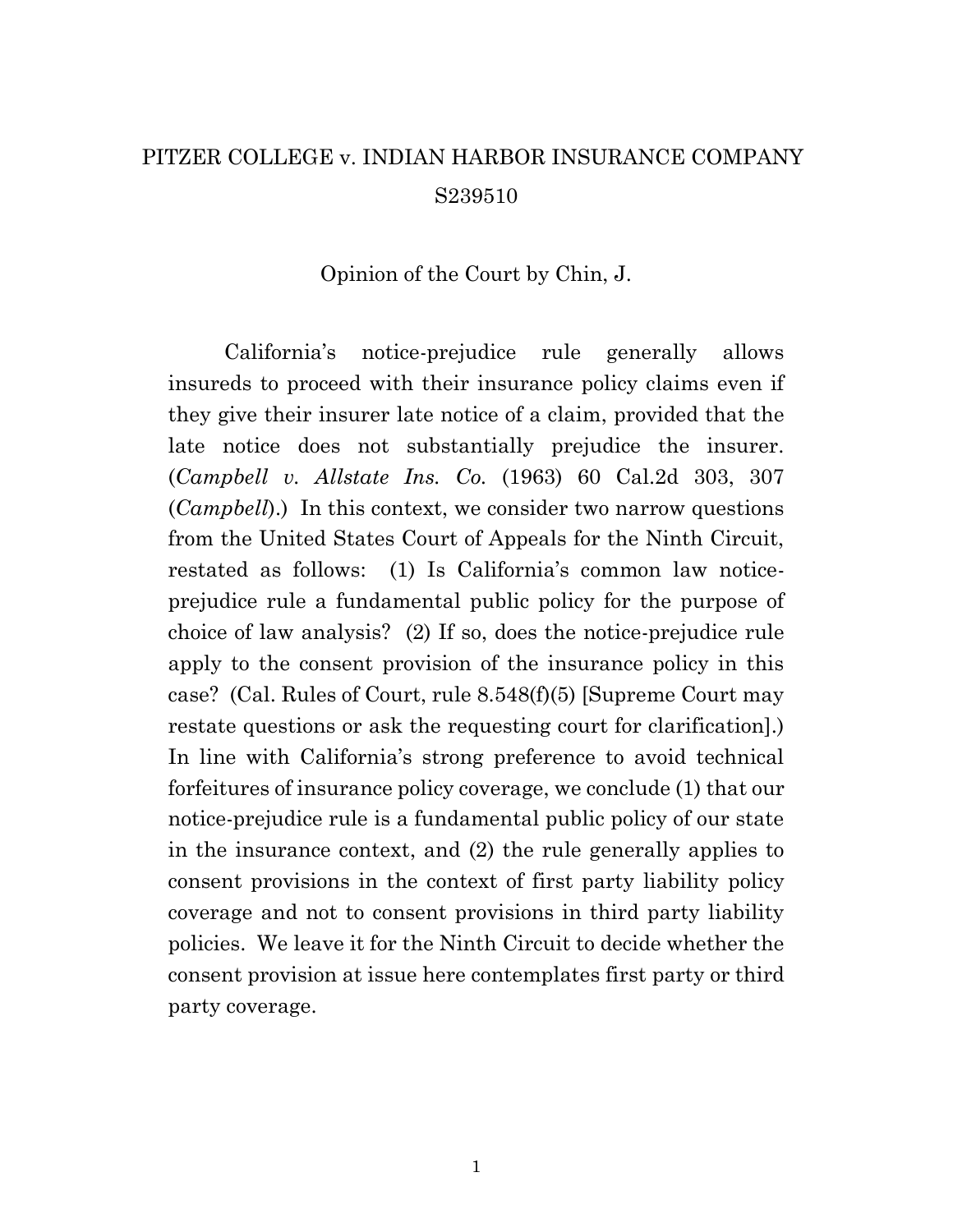PITZER COLLEGE v. INDIAN HARBOR INSURANCE COMPANY

S239510

Opinion of the Court by Chin, J.

California's notice-prejudice rule generally allows insureds to proceed with their insurance policy claims even if they give their insurer late notice of a claim, provided that the late notice does not substantially prejudice the insurer. (*Campbell v. Allstate Ins. Co.* (1963) 60 Cal.2d 303, 307 (*Campbell*).) In this context, we consider two narrow questions from the United States Court of Appeals for the Ninth Circuit, restated as follows: (1) Is California's common law notice-prejudice rule a fundamental public policy for the purpose of choice of law analysis? (2) If so, does the notice-prejudice rule apply to the consent provision of the insurance policy in this case? (Cal. Rules of Court, rule 8.548(f)(5) [Supreme Court may restate questions or ask the requesting court for clarification].) In line with California's strong preference to avoid technical forfeitures of insurance policy coverage, we conclude (1) that our notice-prejudice rule is a fundamental public policy of our state in the insurance context, and (2) the rule generally applies to consent provisions in the context of first party liability policy coverage and not to consent provisions in third party liability policies. We leave it for the Ninth Circuit to decide whether the consent provision at issue here contemplates first party or third party coverage.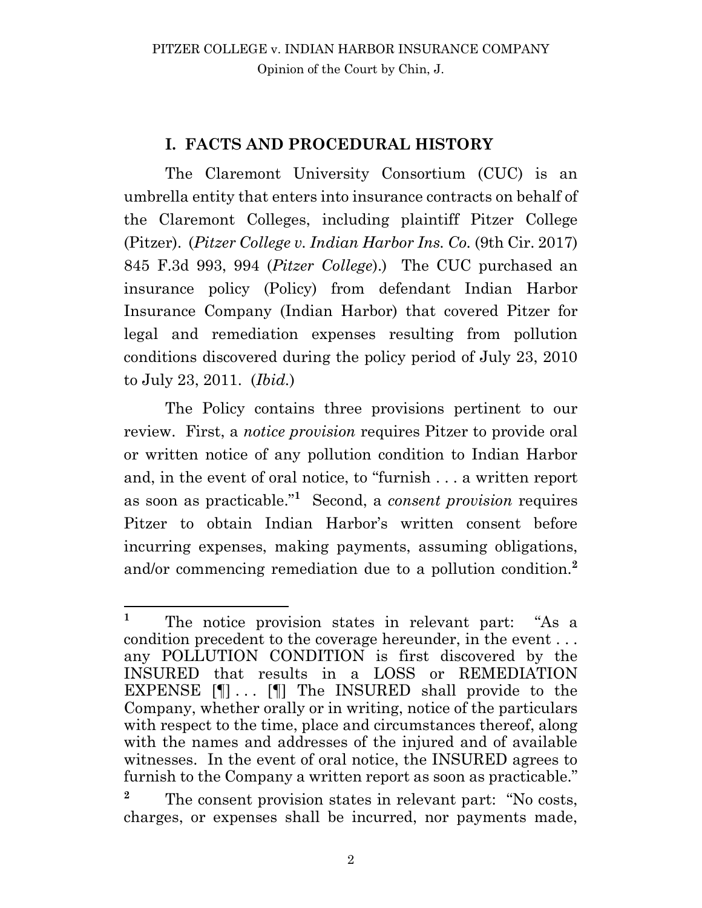## I. FACTS AND PROCEDURAL HISTORY

The Claremont University Consortium (CUC) is an umbrella entity that enters into insurance contracts on behalf of the Claremont Colleges, including plaintiff Pitzer College (Pitzer). (*Pitzer College v. Indian Harbor Ins. Co.* (9th Cir. 2017) 845 F.3d 993, 994 (*Pitzer College*).) The CUC purchased an insurance policy (Policy) from defendant Indian Harbor Insurance Company (Indian Harbor) that covered Pitzer for legal and remediation expenses resulting from pollution conditions discovered during the policy period of July 23, 2010 to July 23, 2011. (*Ibid.*)

The Policy contains three provisions pertinent to our review. First, a *notice provision* requires Pitzer to provide oral or written notice of any pollution condition to Indian Harbor and, in the event of oral notice, to "furnish . . . a written report as soon as practicable."[1] Second, a *consent provision* requires Pitzer to obtain Indian Harbor's written consent before incurring expenses, making payments, assuming obligations, and/or commencing remediation due to a pollution condition.[2]

---

[1] The notice provision states in relevant part: "As a condition precedent to the coverage hereunder, in the event . . . any POLLUTION CONDITION is first discovered by the INSURED that results in a LOSS or REMEDIATION EXPENSE [¶] . . . [¶] The INSURED shall provide to the Company, whether orally or in writing, notice of the particulars with respect to the time, place and circumstances thereof, along with the names and addresses of the injured and of available witnesses. In the event of oral notice, the INSURED agrees to furnish to the Company a written report as soon as practicable."

[2] The consent provision states in relevant part: "No costs, charges, or expenses shall be incurred, nor payments made,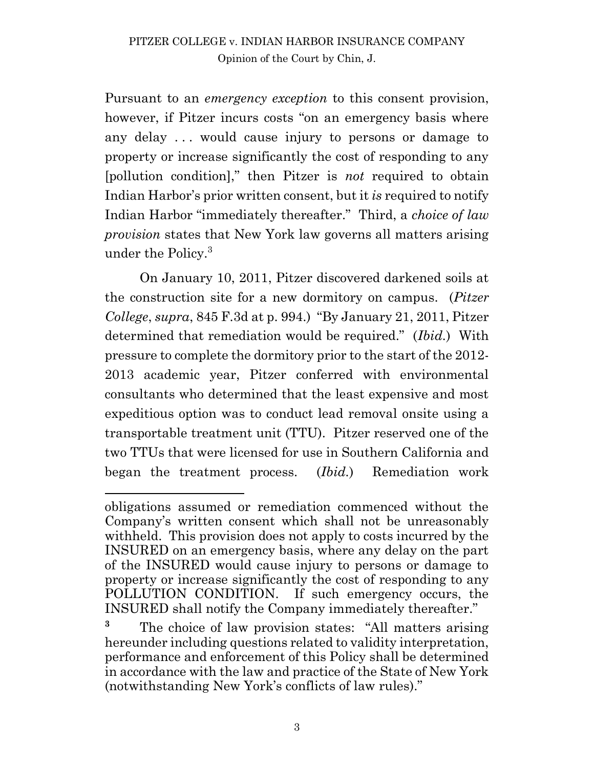Pursuant to an *emergency exception* to this consent provision, however, if Pitzer incurs costs "on an emergency basis where any delay . . . would cause injury to persons or damage to property or increase significantly the cost of responding to any [pollution condition]," then Pitzer is *not* required to obtain Indian Harbor's prior written consent, but it *is* required to notify Indian Harbor "immediately thereafter." Third, a *choice of law provision* states that New York law governs all matters arising under the Policy.[3]

On January 10, 2011, Pitzer discovered darkened soils at the construction site for a new dormitory on campus. (*Pitzer College*, *supra*, 845 F.3d at p. 994.) "By January 21, 2011, Pitzer determined that remediation would be required." (*Ibid.*) With pressure to complete the dormitory prior to the start of the 2012-2013 academic year, Pitzer conferred with environmental consultants who determined that the least expensive and most expeditious option was to conduct lead removal onsite using a transportable treatment unit (TTU). Pitzer reserved one of the two TTUs that were licensed for use in Southern California and began the treatment process. (*Ibid.*) Remediation work

---

obligations assumed or remediation commenced without the Company's written consent which shall not be unreasonably withheld. This provision does not apply to costs incurred by the INSURED on an emergency basis, where any delay on the part of the INSURED would cause injury to persons or damage to property or increase significantly the cost of responding to any POLLUTION CONDITION. If such emergency occurs, the INSURED shall notify the Company immediately thereafter."

[3] The choice of law provision states: "All matters arising hereunder including questions related to validity interpretation, performance and enforcement of this Policy shall be determined in accordance with the law and practice of the State of New York (notwithstanding New York's conflicts of law rules)."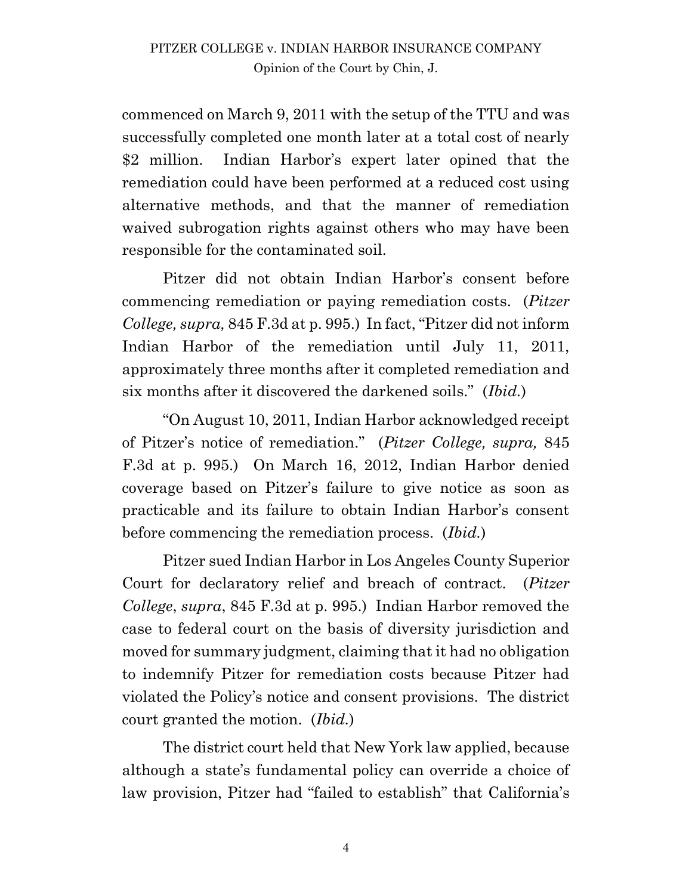commenced on March 9, 2011 with the setup of the TTU and was successfully completed one month later at a total cost of nearly $2 million. Indian Harbor's expert later opined that the remediation could have been performed at a reduced cost using alternative methods, and that the manner of remediation waived subrogation rights against others who may have been responsible for the contaminated soil.

Pitzer did not obtain Indian Harbor's consent before commencing remediation or paying remediation costs. (*Pitzer College, supra,* 845 F.3d at p. 995.) In fact, "Pitzer did not inform Indian Harbor of the remediation until July 11, 2011, approximately three months after it completed remediation and six months after it discovered the darkened soils." (*Ibid.*)

"On August 10, 2011, Indian Harbor acknowledged receipt of Pitzer's notice of remediation." (*Pitzer College, supra,* 845 F.3d at p. 995.) On March 16, 2012, Indian Harbor denied coverage based on Pitzer's failure to give notice as soon as practicable and its failure to obtain Indian Harbor's consent before commencing the remediation process. (*Ibid.*)

Pitzer sued Indian Harbor in Los Angeles County Superior Court for declaratory relief and breach of contract. (*Pitzer College*, *supra*, 845 F.3d at p. 995.) Indian Harbor removed the case to federal court on the basis of diversity jurisdiction and moved for summary judgment, claiming that it had no obligation to indemnify Pitzer for remediation costs because Pitzer had violated the Policy's notice and consent provisions. The district court granted the motion. (*Ibid.*)

The district court held that New York law applied, because although a state's fundamental policy can override a choice of law provision, Pitzer had "failed to establish" that California's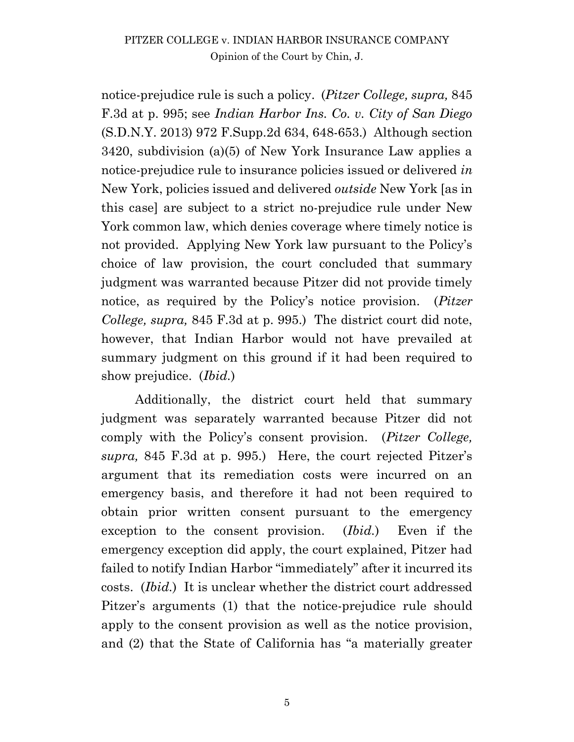notice-prejudice rule is such a policy. (*Pitzer College, supra,* 845 F.3d at p. 995; see *Indian Harbor Ins. Co. v. City of San Diego* (S.D.N.Y. 2013) 972 F.Supp.2d 634, 648-653.) Although section 3420, subdivision (a)(5) of New York Insurance Law applies a notice-prejudice rule to insurance policies issued or delivered *in* New York, policies issued and delivered *outside* New York [as in this case] are subject to a strict no-prejudice rule under New York common law, which denies coverage where timely notice is not provided. Applying New York law pursuant to the Policy's choice of law provision, the court concluded that summary judgment was warranted because Pitzer did not provide timely notice, as required by the Policy's notice provision. (*Pitzer College, supra,* 845 F.3d at p. 995.) The district court did note, however, that Indian Harbor would not have prevailed at summary judgment on this ground if it had been required to show prejudice. (*Ibid.*)

Additionally, the district court held that summary judgment was separately warranted because Pitzer did not comply with the Policy's consent provision. (*Pitzer College, supra,* 845 F.3d at p. 995.) Here, the court rejected Pitzer's argument that its remediation costs were incurred on an emergency basis, and therefore it had not been required to obtain prior written consent pursuant to the emergency exception to the consent provision. (*Ibid.*) Even if the emergency exception did apply, the court explained, Pitzer had failed to notify Indian Harbor "immediately" after it incurred its costs. (*Ibid.*) It is unclear whether the district court addressed Pitzer's arguments (1) that the notice-prejudice rule should apply to the consent provision as well as the notice provision, and (2) that the State of California has "a materially greater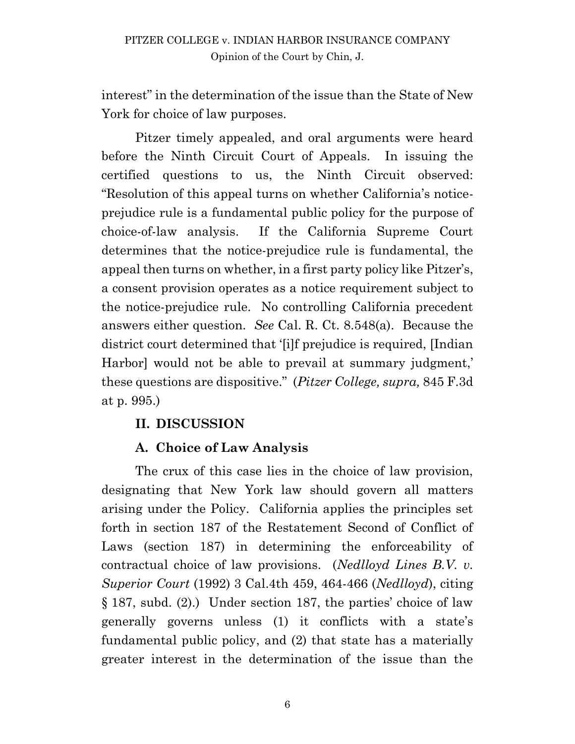interest" in the determination of the issue than the State of New York for choice of law purposes.

Pitzer timely appealed, and oral arguments were heard before the Ninth Circuit Court of Appeals. In issuing the certified questions to us, the Ninth Circuit observed: "Resolution of this appeal turns on whether California's notice-prejudice rule is a fundamental public policy for the purpose of choice-of-law analysis. If the California Supreme Court determines that the notice-prejudice rule is fundamental, the appeal then turns on whether, in a first party policy like Pitzer's, a consent provision operates as a notice requirement subject to the notice-prejudice rule. No controlling California precedent answers either question. *See* Cal. R. Ct. 8.548(a). Because the district court determined that '[i]f prejudice is required, [Indian Harbor] would not be able to prevail at summary judgment,' these questions are dispositive." (*Pitzer College, supra,* 845 F.3d at p. 995.)

## II. DISCUSSION

### A. Choice of Law Analysis

The crux of this case lies in the choice of law provision, designating that New York law should govern all matters arising under the Policy. California applies the principles set forth in section 187 of the Restatement Second of Conflict of Laws (section 187) in determining the enforceability of contractual choice of law provisions. (*Nedlloyd Lines B.V. v. Superior Court* (1992) 3 Cal.4th 459, 464-466 (*Nedlloyd*), citing § 187, subd. (2).) Under section 187, the parties' choice of law generally governs unless (1) it conflicts with a state's fundamental public policy, and (2) that state has a materially greater interest in the determination of the issue than the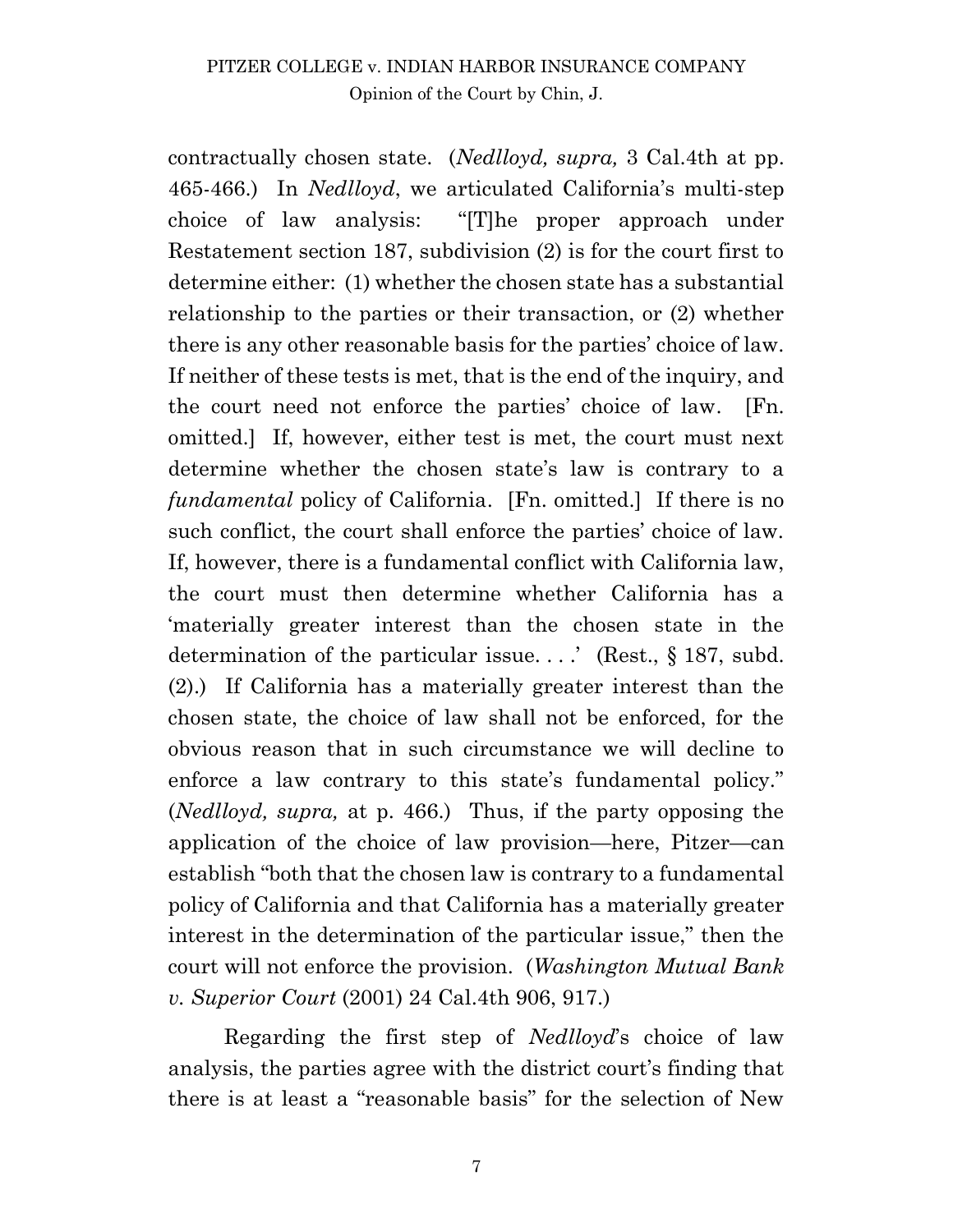contractually chosen state. (*Nedlloyd, supra,* 3 Cal.4th at pp. 465-466.) In *Nedlloyd*, we articulated California's multi-step choice of law analysis: "[T]he proper approach under Restatement section 187, subdivision (2) is for the court first to determine either: (1) whether the chosen state has a substantial relationship to the parties or their transaction, or (2) whether there is any other reasonable basis for the parties' choice of law. If neither of these tests is met, that is the end of the inquiry, and the court need not enforce the parties' choice of law. [Fn. omitted.] If, however, either test is met, the court must next determine whether the chosen state's law is contrary to a *fundamental* policy of California. [Fn. omitted.] If there is no such conflict, the court shall enforce the parties' choice of law. If, however, there is a fundamental conflict with California law, the court must then determine whether California has a 'materially greater interest than the chosen state in the determination of the particular issue. . . .' (Rest., § 187, subd. (2).) If California has a materially greater interest than the chosen state, the choice of law shall not be enforced, for the obvious reason that in such circumstance we will decline to enforce a law contrary to this state's fundamental policy." (*Nedlloyd, supra,* at p. 466.) Thus, if the party opposing the application of the choice of law provision—here, Pitzer—can establish "both that the chosen law is contrary to a fundamental policy of California and that California has a materially greater interest in the determination of the particular issue," then the court will not enforce the provision. (*Washington Mutual Bank v. Superior Court* (2001) 24 Cal.4th 906, 917.)

Regarding the first step of *Nedlloyd*'s choice of law analysis, the parties agree with the district court's finding that there is at least a "reasonable basis" for the selection of New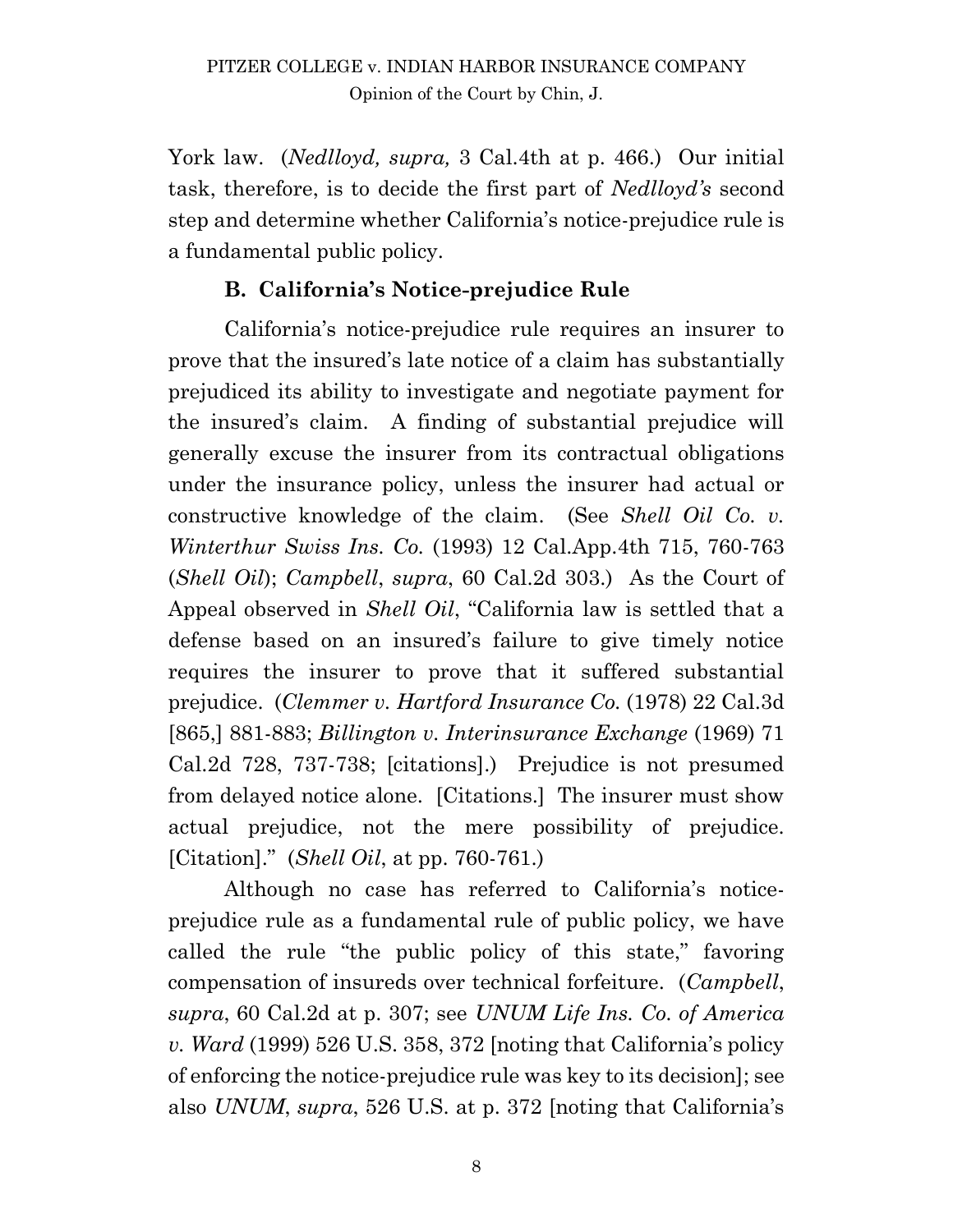York law. (*Nedlloyd, supra,* 3 Cal.4th at p. 466.) Our initial task, therefore, is to decide the first part of *Nedlloyd's* second step and determine whether California's notice-prejudice rule is a fundamental public policy.

### B. California's Notice-prejudice Rule

California's notice-prejudice rule requires an insurer to prove that the insured's late notice of a claim has substantially prejudiced its ability to investigate and negotiate payment for the insured's claim. A finding of substantial prejudice will generally excuse the insurer from its contractual obligations under the insurance policy, unless the insurer had actual or constructive knowledge of the claim. (See *Shell Oil Co. v. Winterthur Swiss Ins. Co.* (1993) 12 Cal.App.4th 715, 760-763 (*Shell Oil*); *Campbell*, *supra*, 60 Cal.2d 303.) As the Court of Appeal observed in *Shell Oil*, "California law is settled that a defense based on an insured's failure to give timely notice requires the insurer to prove that it suffered substantial prejudice. (*Clemmer v. Hartford Insurance Co.* (1978) 22 Cal.3d [865,] 881-883; *Billington v. Interinsurance Exchange* (1969) 71 Cal.2d 728, 737-738; [citations].) Prejudice is not presumed from delayed notice alone. [Citations.] The insurer must show actual prejudice, not the mere possibility of prejudice. [Citation]." (*Shell Oil*, at pp. 760-761.)

Although no case has referred to California's notice-prejudice rule as a fundamental rule of public policy, we have called the rule "the public policy of this state," favoring compensation of insureds over technical forfeiture. (*Campbell*, *supra*, 60 Cal.2d at p. 307; see *UNUM Life Ins. Co. of America v. Ward* (1999) 526 U.S. 358, 372 [noting that California's policy of enforcing the notice-prejudice rule was key to its decision]; see also *UNUM*, *supra*, 526 U.S. at p. 372 [noting that California's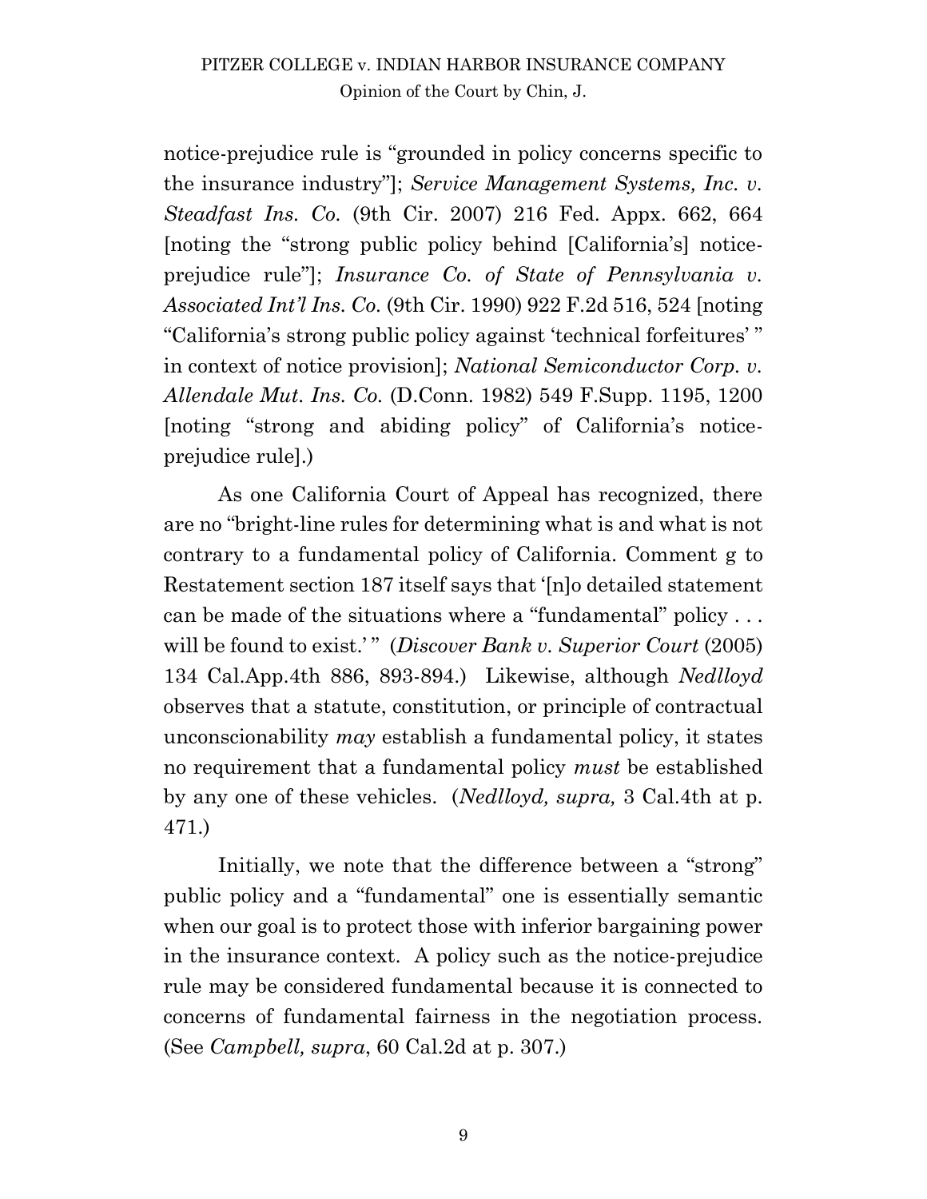notice-prejudice rule is "grounded in policy concerns specific to the insurance industry"]; *Service Management Systems, Inc. v. Steadfast Ins. Co.* (9th Cir. 2007) 216 Fed. Appx. 662, 664 [noting the "strong public policy behind [California's] notice-prejudice rule"]; *Insurance Co. of State of Pennsylvania v. Associated Int'l Ins. Co.* (9th Cir. 1990) 922 F.2d 516, 524 [noting "California's strong public policy against 'technical forfeitures' " in context of notice provision]; *National Semiconductor Corp. v. Allendale Mut. Ins. Co.* (D.Conn. 1982) 549 F.Supp. 1195, 1200 [noting "strong and abiding policy" of California's notice-prejudice rule].)

As one California Court of Appeal has recognized, there are no "bright-line rules for determining what is and what is not contrary to a fundamental policy of California. Comment g to Restatement section 187 itself says that '[n]o detailed statement can be made of the situations where a "fundamental" policy . . . will be found to exist.' " (*Discover Bank v. Superior Court* (2005) 134 Cal.App.4th 886, 893-894.) Likewise, although *Nedlloyd* observes that a statute, constitution, or principle of contractual unconscionability *may* establish a fundamental policy, it states no requirement that a fundamental policy *must* be established by any one of these vehicles. (*Nedlloyd, supra,* 3 Cal.4th at p. 471.)

Initially, we note that the difference between a "strong" public policy and a "fundamental" one is essentially semantic when our goal is to protect those with inferior bargaining power in the insurance context. A policy such as the notice-prejudice rule may be considered fundamental because it is connected to concerns of fundamental fairness in the negotiation process. (See *Campbell, supra*, 60 Cal.2d at p. 307.)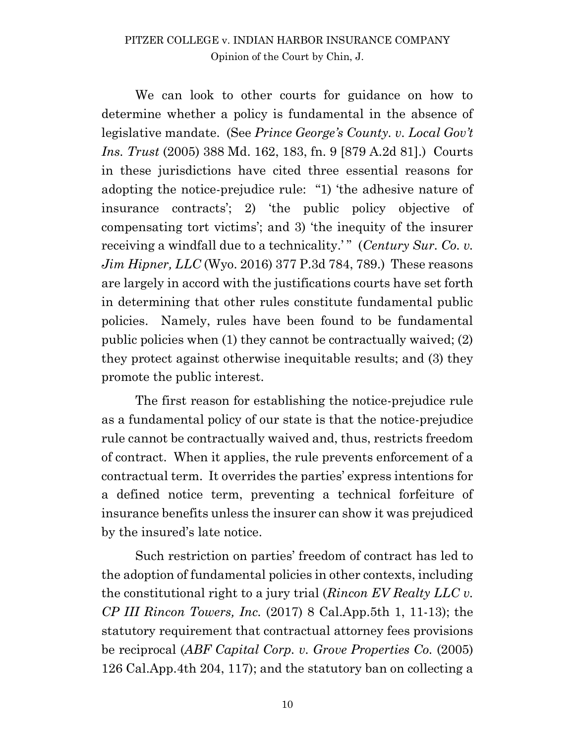We can look to other courts for guidance on how to determine whether a policy is fundamental in the absence of legislative mandate. (See *Prince George's County. v. Local Gov't Ins. Trust* (2005) 388 Md. 162, 183, fn. 9 [879 A.2d 81].) Courts in these jurisdictions have cited three essential reasons for adopting the notice-prejudice rule: "1) 'the adhesive nature of insurance contracts'; 2) 'the public policy objective of compensating tort victims'; and 3) 'the inequity of the insurer receiving a windfall due to a technicality.' " (*Century Sur. Co. v. Jim Hipner, LLC* (Wyo. 2016) 377 P.3d 784, 789.) These reasons are largely in accord with the justifications courts have set forth in determining that other rules constitute fundamental public policies. Namely, rules have been found to be fundamental public policies when (1) they cannot be contractually waived; (2) they protect against otherwise inequitable results; and (3) they promote the public interest.

The first reason for establishing the notice-prejudice rule as a fundamental policy of our state is that the notice-prejudice rule cannot be contractually waived and, thus, restricts freedom of contract. When it applies, the rule prevents enforcement of a contractual term. It overrides the parties' express intentions for a defined notice term, preventing a technical forfeiture of insurance benefits unless the insurer can show it was prejudiced by the insured's late notice.

Such restriction on parties' freedom of contract has led to the adoption of fundamental policies in other contexts, including the constitutional right to a jury trial (*Rincon EV Realty LLC v. CP III Rincon Towers, Inc.* (2017) 8 Cal.App.5th 1, 11-13); the statutory requirement that contractual attorney fees provisions be reciprocal (*ABF Capital Corp. v. Grove Properties Co.* (2005) 126 Cal.App.4th 204, 117); and the statutory ban on collecting a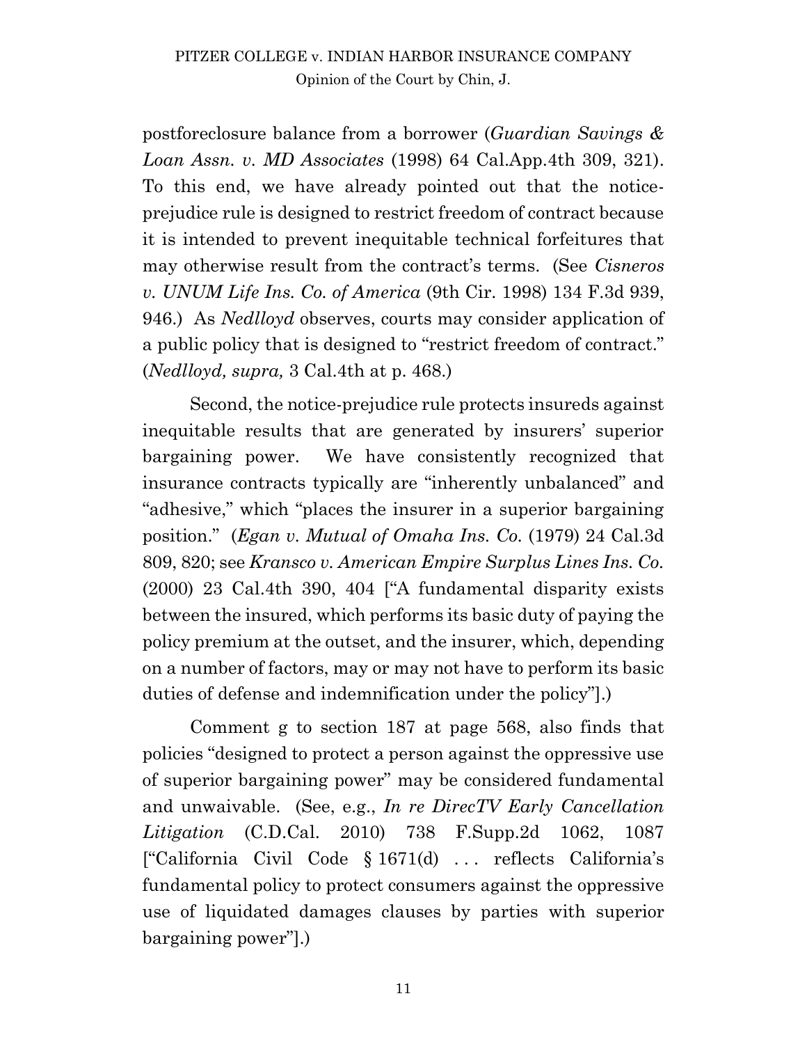postforeclosure balance from a borrower (*Guardian Savings & Loan Assn. v. MD Associates* (1998) 64 Cal.App.4th 309, 321). To this end, we have already pointed out that the notice-prejudice rule is designed to restrict freedom of contract because it is intended to prevent inequitable technical forfeitures that may otherwise result from the contract's terms. (See *Cisneros v. UNUM Life Ins. Co. of America* (9th Cir. 1998) 134 F.3d 939, 946.) As *Nedlloyd* observes, courts may consider application of a public policy that is designed to "restrict freedom of contract." (*Nedlloyd, supra,* 3 Cal.4th at p. 468.)

Second, the notice-prejudice rule protects insureds against inequitable results that are generated by insurers' superior bargaining power. We have consistently recognized that insurance contracts typically are "inherently unbalanced" and "adhesive," which "places the insurer in a superior bargaining position." (*Egan v. Mutual of Omaha Ins. Co.* (1979) 24 Cal.3d 809, 820; see *Kransco v. American Empire Surplus Lines Ins. Co.* (2000) 23 Cal.4th 390, 404 ["A fundamental disparity exists between the insured, which performs its basic duty of paying the policy premium at the outset, and the insurer, which, depending on a number of factors, may or may not have to perform its basic duties of defense and indemnification under the policy"].)

Comment g to section 187 at page 568, also finds that policies "designed to protect a person against the oppressive use of superior bargaining power" may be considered fundamental and unwaivable. (See, e.g., *In re DirecTV Early Cancellation Litigation* (C.D.Cal. 2010) 738 F.Supp.2d 1062, 1087 ["California Civil Code § 1671(d) . . . reflects California's fundamental policy to protect consumers against the oppressive use of liquidated damages clauses by parties with superior bargaining power"].)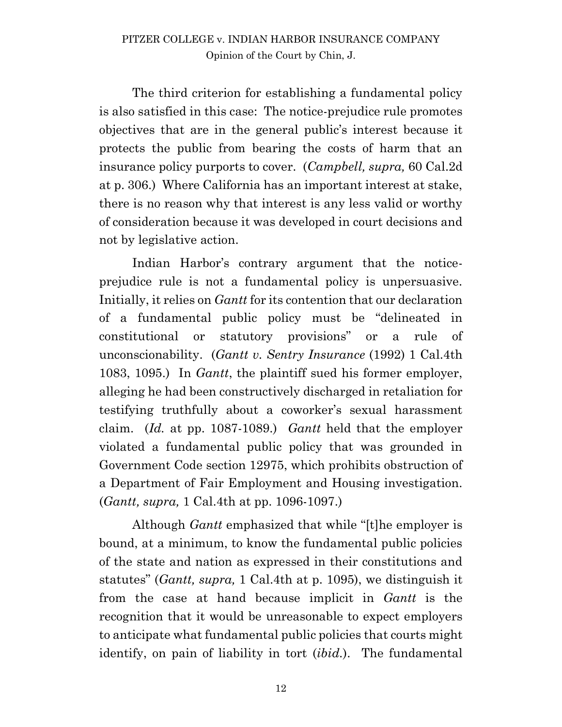The third criterion for establishing a fundamental policy is also satisfied in this case: The notice-prejudice rule promotes objectives that are in the general public's interest because it protects the public from bearing the costs of harm that an insurance policy purports to cover. (*Campbell, supra,* 60 Cal.2d at p. 306.) Where California has an important interest at stake, there is no reason why that interest is any less valid or worthy of consideration because it was developed in court decisions and not by legislative action.

Indian Harbor's contrary argument that the notice-prejudice rule is not a fundamental policy is unpersuasive. Initially, it relies on *Gantt* for its contention that our declaration of a fundamental public policy must be "delineated in constitutional or statutory provisions" or a rule of unconscionability. (*Gantt v. Sentry Insurance* (1992) 1 Cal.4th 1083, 1095.) In *Gantt*, the plaintiff sued his former employer, alleging he had been constructively discharged in retaliation for testifying truthfully about a coworker's sexual harassment claim. (*Id.* at pp. 1087-1089.) *Gantt* held that the employer violated a fundamental public policy that was grounded in Government Code section 12975, which prohibits obstruction of a Department of Fair Employment and Housing investigation. (*Gantt, supra,* 1 Cal.4th at pp. 1096-1097.)

Although *Gantt* emphasized that while "[t]he employer is bound, at a minimum, to know the fundamental public policies of the state and nation as expressed in their constitutions and statutes" (*Gantt, supra,* 1 Cal.4th at p. 1095), we distinguish it from the case at hand because implicit in *Gantt* is the recognition that it would be unreasonable to expect employers to anticipate what fundamental public policies that courts might identify, on pain of liability in tort (*ibid.*). The fundamental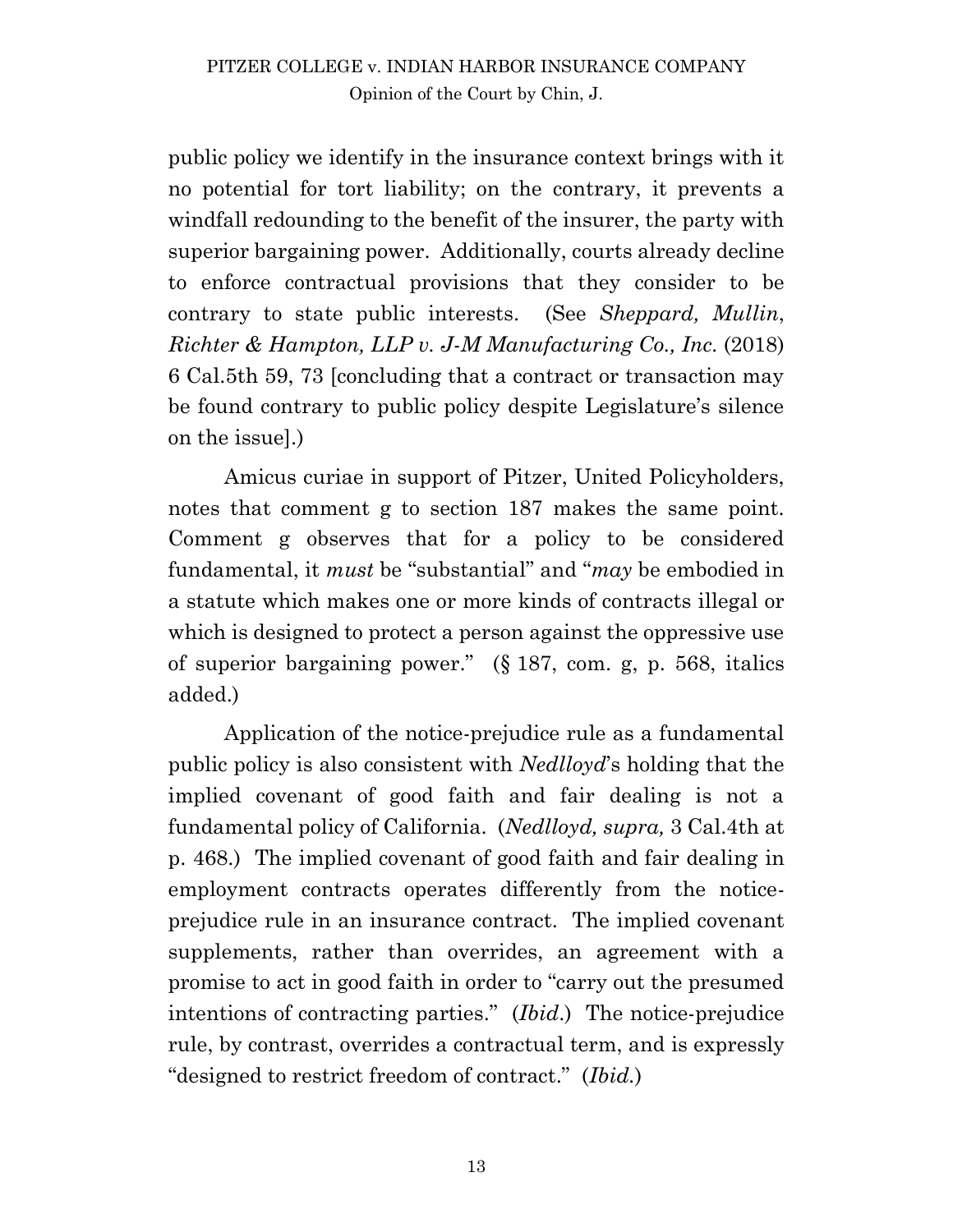public policy we identify in the insurance context brings with it no potential for tort liability; on the contrary, it prevents a windfall redounding to the benefit of the insurer, the party with superior bargaining power. Additionally, courts already decline to enforce contractual provisions that they consider to be contrary to state public interests. (See *Sheppard, Mullin, Richter & Hampton, LLP v. J-M Manufacturing Co., Inc.* (2018) 6 Cal.5th 59, 73 [concluding that a contract or transaction may be found contrary to public policy despite Legislature's silence on the issue].)

Amicus curiae in support of Pitzer, United Policyholders, notes that comment g to section 187 makes the same point. Comment g observes that for a policy to be considered fundamental, it *must* be "substantial" and "*may* be embodied in a statute which makes one or more kinds of contracts illegal or which is designed to protect a person against the oppressive use of superior bargaining power." (§ 187, com. g, p. 568, italics added.)

Application of the notice-prejudice rule as a fundamental public policy is also consistent with *Nedlloyd*'s holding that the implied covenant of good faith and fair dealing is not a fundamental policy of California. (*Nedlloyd, supra,* 3 Cal.4th at p. 468.) The implied covenant of good faith and fair dealing in employment contracts operates differently from the notice-prejudice rule in an insurance contract. The implied covenant supplements, rather than overrides, an agreement with a promise to act in good faith in order to "carry out the presumed intentions of contracting parties." (*Ibid*.) The notice-prejudice rule, by contrast, overrides a contractual term, and is expressly "designed to restrict freedom of contract." (*Ibid.*)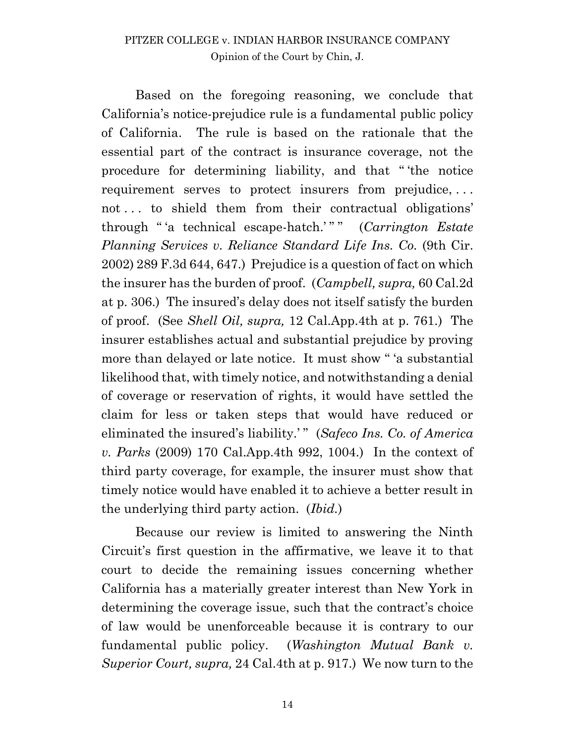Based on the foregoing reasoning, we conclude that California's notice-prejudice rule is a fundamental public policy of California. The rule is based on the rationale that the essential part of the contract is insurance coverage, not the procedure for determining liability, and that " 'the notice requirement serves to protect insurers from prejudice, . . . not . . . to shield them from their contractual obligations' through " 'a technical escape-hatch.' " " (*Carrington Estate Planning Services v. Reliance Standard Life Ins. Co.* (9th Cir. 2002) 289 F.3d 644, 647.) Prejudice is a question of fact on which the insurer has the burden of proof. (*Campbell, supra,* 60 Cal.2d at p. 306.) The insured's delay does not itself satisfy the burden of proof. (See *Shell Oil, supra,* 12 Cal.App.4th at p. 761.) The insurer establishes actual and substantial prejudice by proving more than delayed or late notice. It must show " 'a substantial likelihood that, with timely notice, and notwithstanding a denial of coverage or reservation of rights, it would have settled the claim for less or taken steps that would have reduced or eliminated the insured's liability.' " (*Safeco Ins. Co. of America v. Parks* (2009) 170 Cal.App.4th 992, 1004.) In the context of third party coverage, for example, the insurer must show that timely notice would have enabled it to achieve a better result in the underlying third party action. (*Ibid.*)

Because our review is limited to answering the Ninth Circuit's first question in the affirmative, we leave it to that court to decide the remaining issues concerning whether California has a materially greater interest than New York in determining the coverage issue, such that the contract's choice of law would be unenforceable because it is contrary to our fundamental public policy. (*Washington Mutual Bank v. Superior Court, supra,* 24 Cal.4th at p. 917.) We now turn to the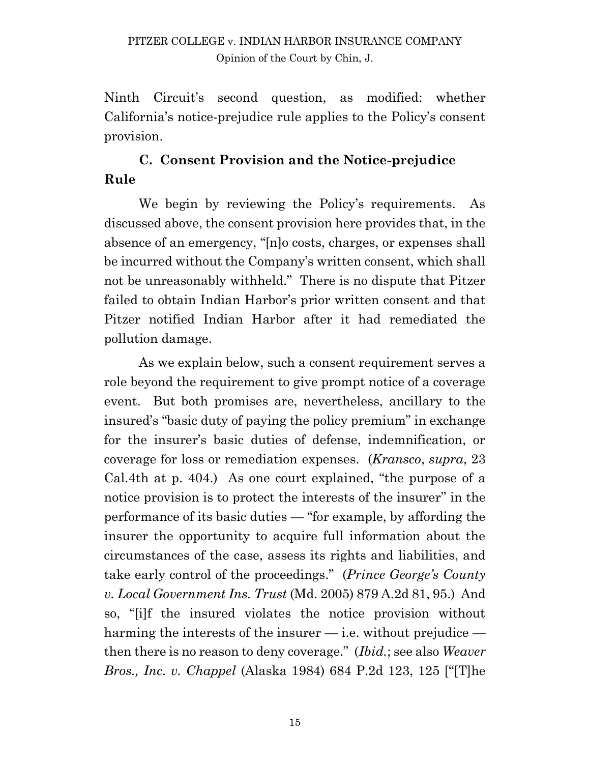Ninth Circuit's second question, as modified: whether California's notice-prejudice rule applies to the Policy's consent provision.

### C. Consent Provision and the Notice-prejudice Rule

We begin by reviewing the Policy's requirements. As discussed above, the consent provision here provides that, in the absence of an emergency, "[n]o costs, charges, or expenses shall be incurred without the Company's written consent, which shall not be unreasonably withheld." There is no dispute that Pitzer failed to obtain Indian Harbor's prior written consent and that Pitzer notified Indian Harbor after it had remediated the pollution damage.

As we explain below, such a consent requirement serves a role beyond the requirement to give prompt notice of a coverage event. But both promises are, nevertheless, ancillary to the insured's "basic duty of paying the policy premium" in exchange for the insurer's basic duties of defense, indemnification, or coverage for loss or remediation expenses. (*Kransco*, *supra*, 23 Cal.4th at p. 404.) As one court explained, "the purpose of a notice provision is to protect the interests of the insurer" in the performance of its basic duties — "for example, by affording the insurer the opportunity to acquire full information about the circumstances of the case, assess its rights and liabilities, and take early control of the proceedings." (*Prince George's County v. Local Government Ins. Trust* (Md. 2005) 879 A.2d 81, 95.) And so, "[i]f the insured violates the notice provision without harming the interests of the insurer — i.e. without prejudice — then there is no reason to deny coverage." (*Ibid.*; see also *Weaver Bros., Inc. v. Chappel* (Alaska 1984) 684 P.2d 123, 125 ["[T]he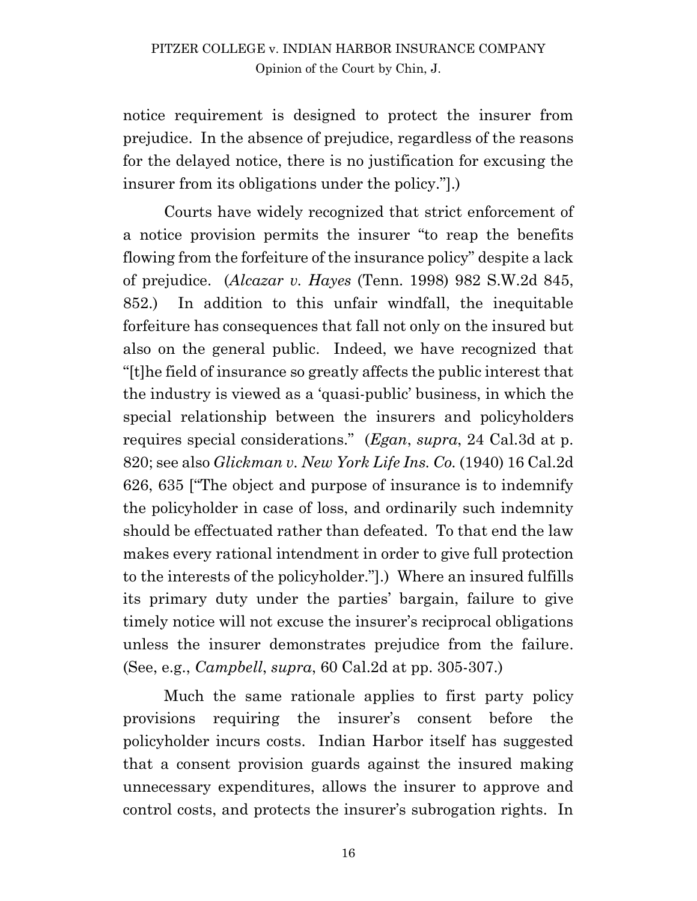notice requirement is designed to protect the insurer from prejudice. In the absence of prejudice, regardless of the reasons for the delayed notice, there is no justification for excusing the insurer from its obligations under the policy."].)

Courts have widely recognized that strict enforcement of a notice provision permits the insurer "to reap the benefits flowing from the forfeiture of the insurance policy" despite a lack of prejudice. (*Alcazar v. Hayes* (Tenn. 1998) 982 S.W.2d 845, 852.) In addition to this unfair windfall, the inequitable forfeiture has consequences that fall not only on the insured but also on the general public. Indeed, we have recognized that "[t]he field of insurance so greatly affects the public interest that the industry is viewed as a 'quasi-public' business, in which the special relationship between the insurers and policyholders requires special considerations." (*Egan*, *supra*, 24 Cal.3d at p. 820; see also *Glickman v. New York Life Ins. Co.* (1940) 16 Cal.2d 626, 635 ["The object and purpose of insurance is to indemnify the policyholder in case of loss, and ordinarily such indemnity should be effectuated rather than defeated. To that end the law makes every rational intendment in order to give full protection to the interests of the policyholder."].) Where an insured fulfills its primary duty under the parties' bargain, failure to give timely notice will not excuse the insurer's reciprocal obligations unless the insurer demonstrates prejudice from the failure. (See, e.g., *Campbell*, *supra*, 60 Cal.2d at pp. 305-307.)

Much the same rationale applies to first party policy provisions requiring the insurer's consent before the policyholder incurs costs. Indian Harbor itself has suggested that a consent provision guards against the insured making unnecessary expenditures, allows the insurer to approve and control costs, and protects the insurer's subrogation rights. In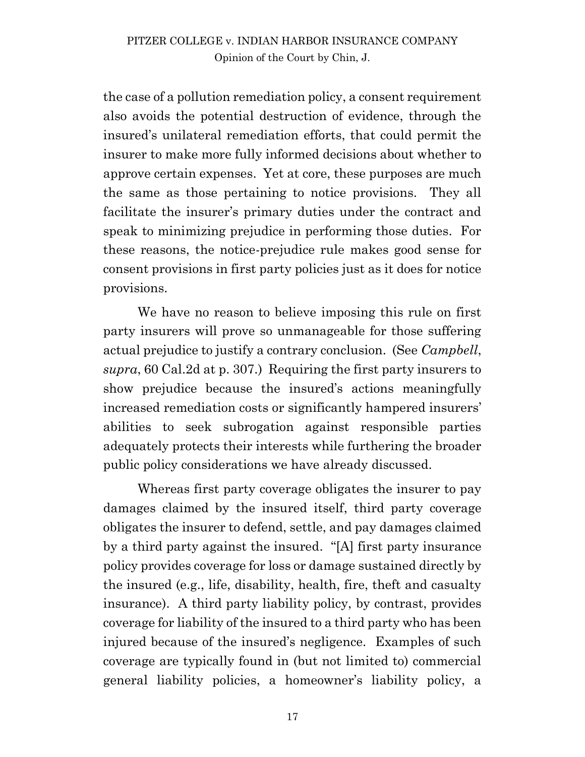the case of a pollution remediation policy, a consent requirement also avoids the potential destruction of evidence, through the insured's unilateral remediation efforts, that could permit the insurer to make more fully informed decisions about whether to approve certain expenses. Yet at core, these purposes are much the same as those pertaining to notice provisions. They all facilitate the insurer's primary duties under the contract and speak to minimizing prejudice in performing those duties. For these reasons, the notice-prejudice rule makes good sense for consent provisions in first party policies just as it does for notice provisions.

We have no reason to believe imposing this rule on first party insurers will prove so unmanageable for those suffering actual prejudice to justify a contrary conclusion. (See *Campbell*, *supra*, 60 Cal.2d at p. 307.) Requiring the first party insurers to show prejudice because the insured's actions meaningfully increased remediation costs or significantly hampered insurers' abilities to seek subrogation against responsible parties adequately protects their interests while furthering the broader public policy considerations we have already discussed.

Whereas first party coverage obligates the insurer to pay damages claimed by the insured itself, third party coverage obligates the insurer to defend, settle, and pay damages claimed by a third party against the insured. "[A] first party insurance policy provides coverage for loss or damage sustained directly by the insured (e.g., life, disability, health, fire, theft and casualty insurance). A third party liability policy, by contrast, provides coverage for liability of the insured to a third party who has been injured because of the insured's negligence. Examples of such coverage are typically found in (but not limited to) commercial general liability policies, a homeowner's liability policy, a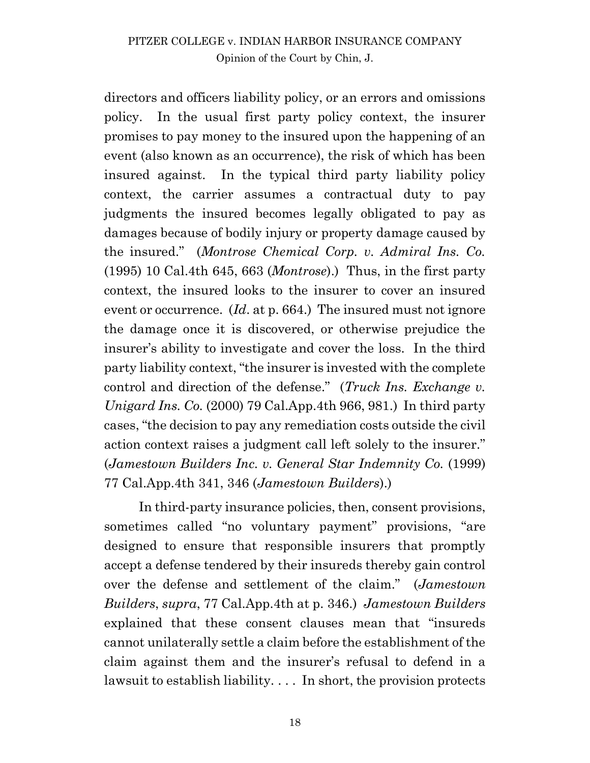directors and officers liability policy, or an errors and omissions policy. In the usual first party policy context, the insurer promises to pay money to the insured upon the happening of an event (also known as an occurrence), the risk of which has been insured against. In the typical third party liability policy context, the carrier assumes a contractual duty to pay judgments the insured becomes legally obligated to pay as damages because of bodily injury or property damage caused by the insured." (*Montrose Chemical Corp. v. Admiral Ins. Co.* (1995) 10 Cal.4th 645, 663 (*Montrose*).) Thus, in the first party context, the insured looks to the insurer to cover an insured event or occurrence. (*Id*. at p. 664.) The insured must not ignore the damage once it is discovered, or otherwise prejudice the insurer's ability to investigate and cover the loss. In the third party liability context, "the insurer is invested with the complete control and direction of the defense." (*Truck Ins. Exchange v. Unigard Ins. Co.* (2000) 79 Cal.App.4th 966, 981.) In third party cases, "the decision to pay any remediation costs outside the civil action context raises a judgment call left solely to the insurer." (*Jamestown Builders Inc. v. General Star Indemnity Co.* (1999) 77 Cal.App.4th 341, 346 (*Jamestown Builders*).)

In third-party insurance policies, then, consent provisions, sometimes called "no voluntary payment" provisions, "are designed to ensure that responsible insurers that promptly accept a defense tendered by their insureds thereby gain control over the defense and settlement of the claim." (*Jamestown Builders*, *supra*, 77 Cal.App.4th at p. 346.) *Jamestown Builders* explained that these consent clauses mean that "insureds cannot unilaterally settle a claim before the establishment of the claim against them and the insurer's refusal to defend in a lawsuit to establish liability. . . . In short, the provision protects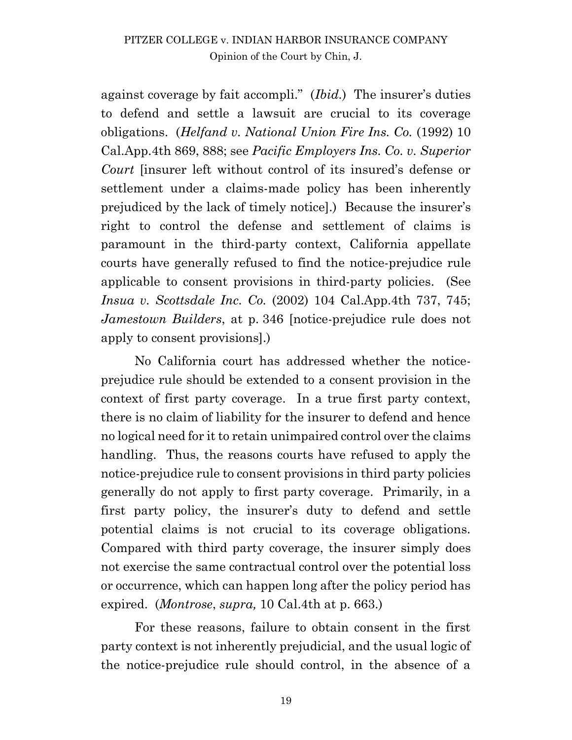against coverage by fait accompli." (*Ibid.*) The insurer's duties to defend and settle a lawsuit are crucial to its coverage obligations. (*Helfand v. National Union Fire Ins. Co.* (1992) 10 Cal.App.4th 869, 888; see *Pacific Employers Ins. Co. v. Superior Court* [insurer left without control of its insured's defense or settlement under a claims-made policy has been inherently prejudiced by the lack of timely notice].) Because the insurer's right to control the defense and settlement of claims is paramount in the third-party context, California appellate courts have generally refused to find the notice-prejudice rule applicable to consent provisions in third-party policies. (See *Insua v. Scottsdale Inc. Co.* (2002) 104 Cal.App.4th 737, 745; *Jamestown Builders*, at p. 346 [notice-prejudice rule does not apply to consent provisions].)

No California court has addressed whether the notice-prejudice rule should be extended to a consent provision in the context of first party coverage. In a true first party context, there is no claim of liability for the insurer to defend and hence no logical need for it to retain unimpaired control over the claims handling. Thus, the reasons courts have refused to apply the notice-prejudice rule to consent provisions in third party policies generally do not apply to first party coverage. Primarily, in a first party policy, the insurer's duty to defend and settle potential claims is not crucial to its coverage obligations. Compared with third party coverage, the insurer simply does not exercise the same contractual control over the potential loss or occurrence, which can happen long after the policy period has expired. (*Montrose*, *supra,* 10 Cal.4th at p. 663.)

For these reasons, failure to obtain consent in the first party context is not inherently prejudicial, and the usual logic of the notice-prejudice rule should control, in the absence of a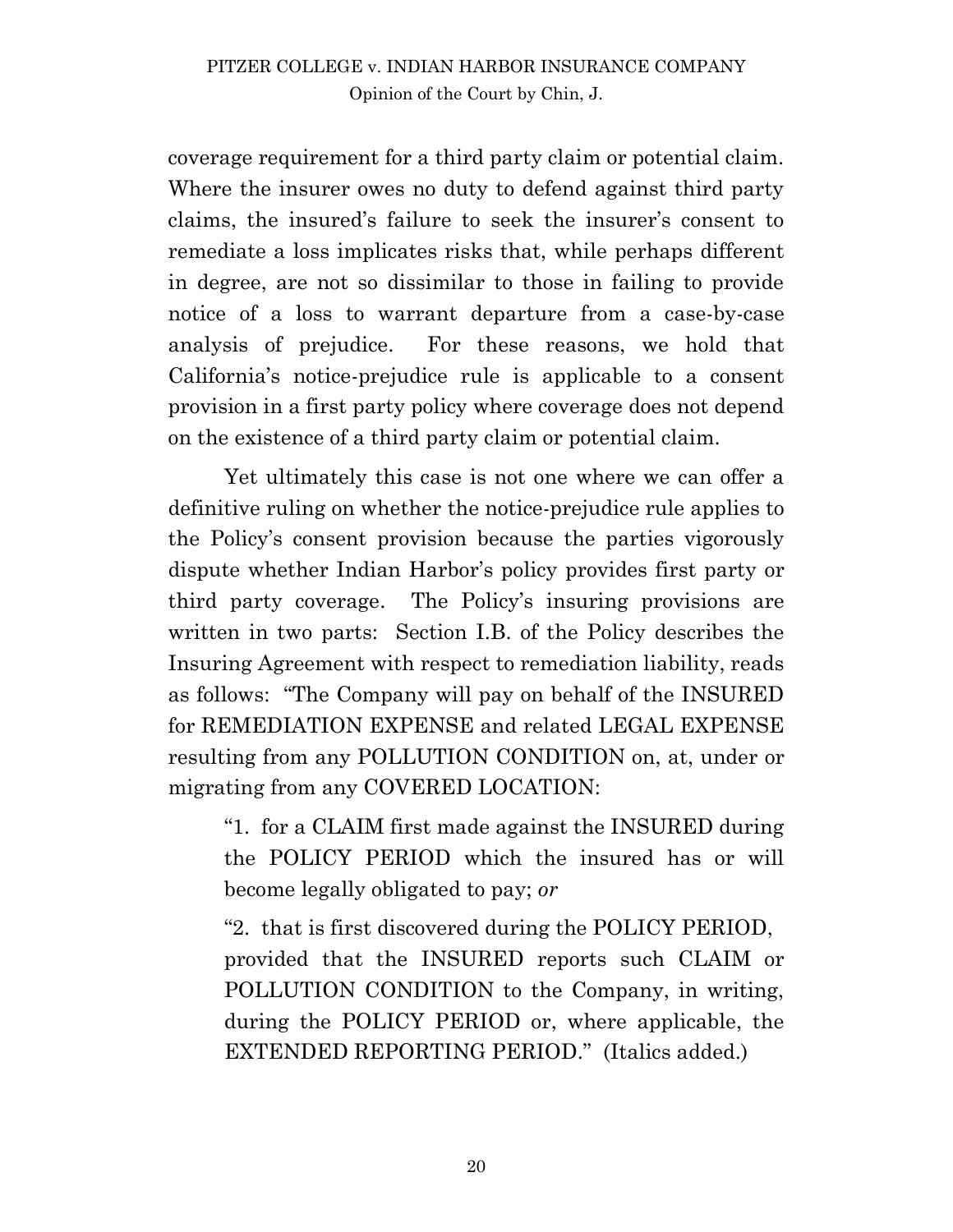coverage requirement for a third party claim or potential claim. Where the insurer owes no duty to defend against third party claims, the insured's failure to seek the insurer's consent to remediate a loss implicates risks that, while perhaps different in degree, are not so dissimilar to those in failing to provide notice of a loss to warrant departure from a case-by-case analysis of prejudice. For these reasons, we hold that California's notice-prejudice rule is applicable to a consent provision in a first party policy where coverage does not depend on the existence of a third party claim or potential claim.

Yet ultimately this case is not one where we can offer a definitive ruling on whether the notice-prejudice rule applies to the Policy's consent provision because the parties vigorously dispute whether Indian Harbor's policy provides first party or third party coverage. The Policy's insuring provisions are written in two parts: Section I.B. of the Policy describes the Insuring Agreement with respect to remediation liability, reads as follows: "The Company will pay on behalf of the INSURED for REMEDIATION EXPENSE and related LEGAL EXPENSE resulting from any POLLUTION CONDITION on, at, under or migrating from any COVERED LOCATION:

> "1. for a CLAIM first made against the INSURED during the POLICY PERIOD which the insured has or will become legally obligated to pay; *or*
>
> "2. that is first discovered during the POLICY PERIOD, provided that the INSURED reports such CLAIM or POLLUTION CONDITION to the Company, in writing, during the POLICY PERIOD or, where applicable, the EXTENDED REPORTING PERIOD." (Italics added.)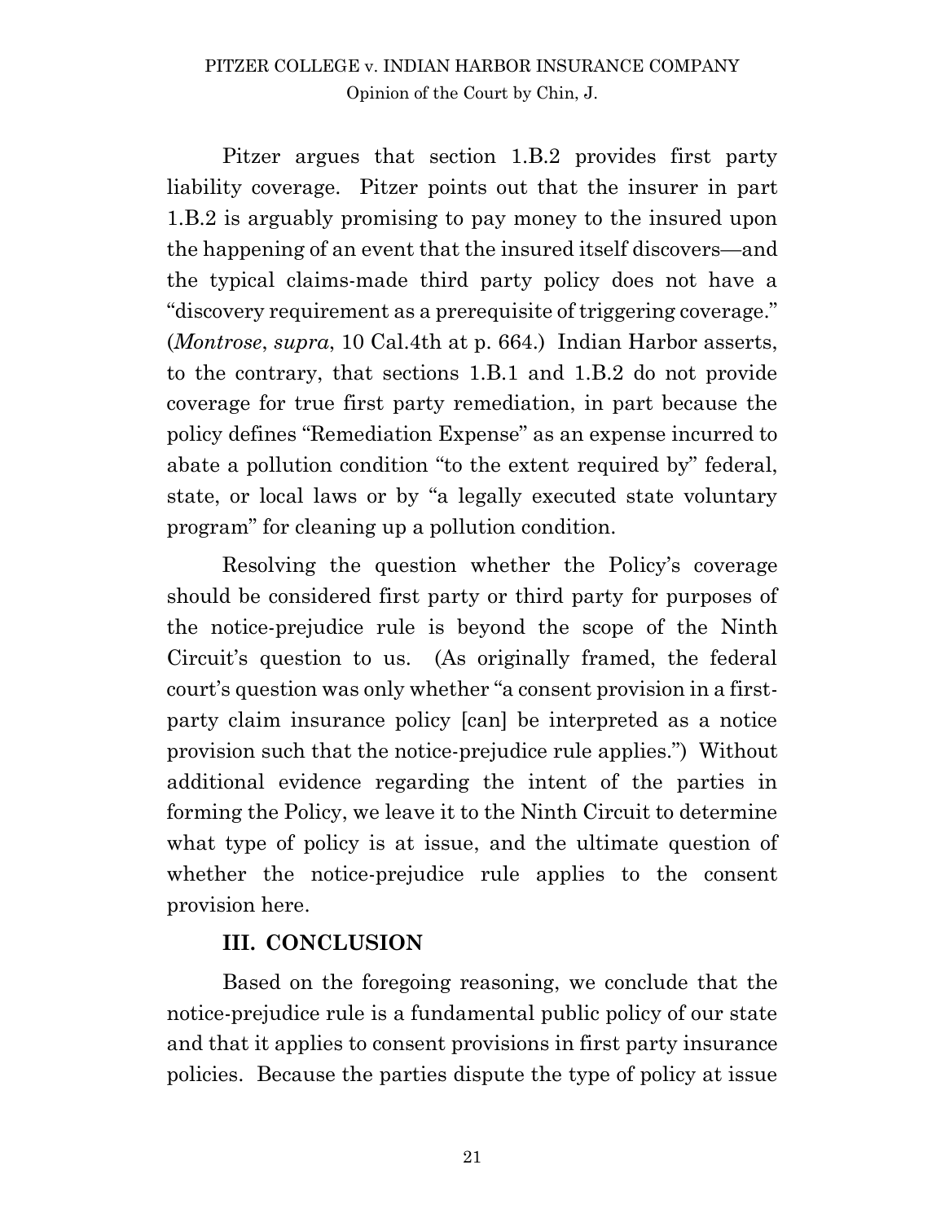Pitzer argues that section 1.B.2 provides first party liability coverage. Pitzer points out that the insurer in part 1.B.2 is arguably promising to pay money to the insured upon the happening of an event that the insured itself discovers—and the typical claims-made third party policy does not have a "discovery requirement as a prerequisite of triggering coverage." (*Montrose*, *supra*, 10 Cal.4th at p. 664.) Indian Harbor asserts, to the contrary, that sections 1.B.1 and 1.B.2 do not provide coverage for true first party remediation, in part because the policy defines "Remediation Expense" as an expense incurred to abate a pollution condition "to the extent required by" federal, state, or local laws or by "a legally executed state voluntary program" for cleaning up a pollution condition.

Resolving the question whether the Policy's coverage should be considered first party or third party for purposes of the notice-prejudice rule is beyond the scope of the Ninth Circuit's question to us. (As originally framed, the federal court's question was only whether "a consent provision in a first-party claim insurance policy [can] be interpreted as a notice provision such that the notice-prejudice rule applies.") Without additional evidence regarding the intent of the parties in forming the Policy, we leave it to the Ninth Circuit to determine what type of policy is at issue, and the ultimate question of whether the notice-prejudice rule applies to the consent provision here.

## III. CONCLUSION

Based on the foregoing reasoning, we conclude that the notice-prejudice rule is a fundamental public policy of our state and that it applies to consent provisions in first party insurance policies. Because the parties dispute the type of policy at issue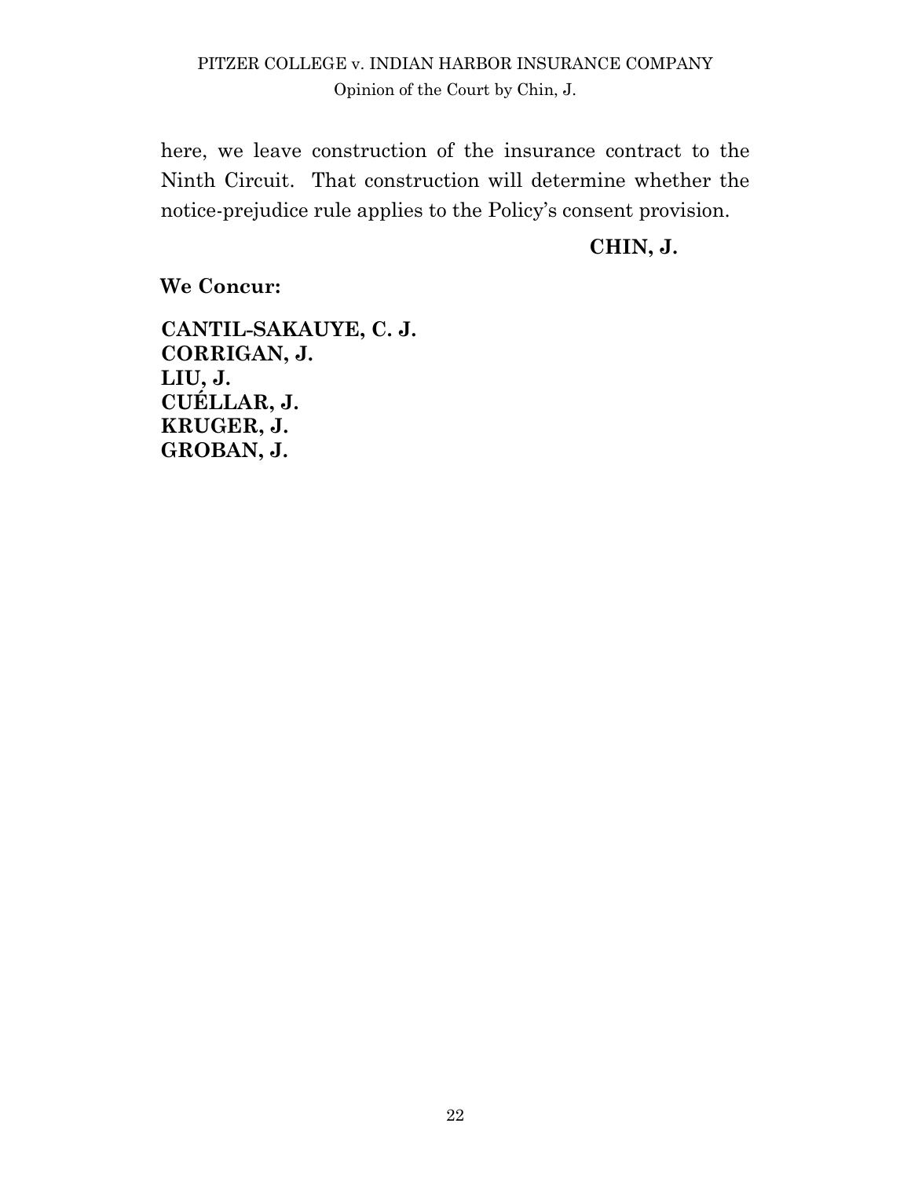here, we leave construction of the insurance contract to the Ninth Circuit. That construction will determine whether the notice-prejudice rule applies to the Policy's consent provision.

**CHIN, J.**

**We Concur:**

**CANTIL-SAKAUYE, C. J.**
**CORRIGAN, J.**
**LIU, J.**
**CUÉLLAR, J.**
**KRUGER, J.**
**GROBAN, J.**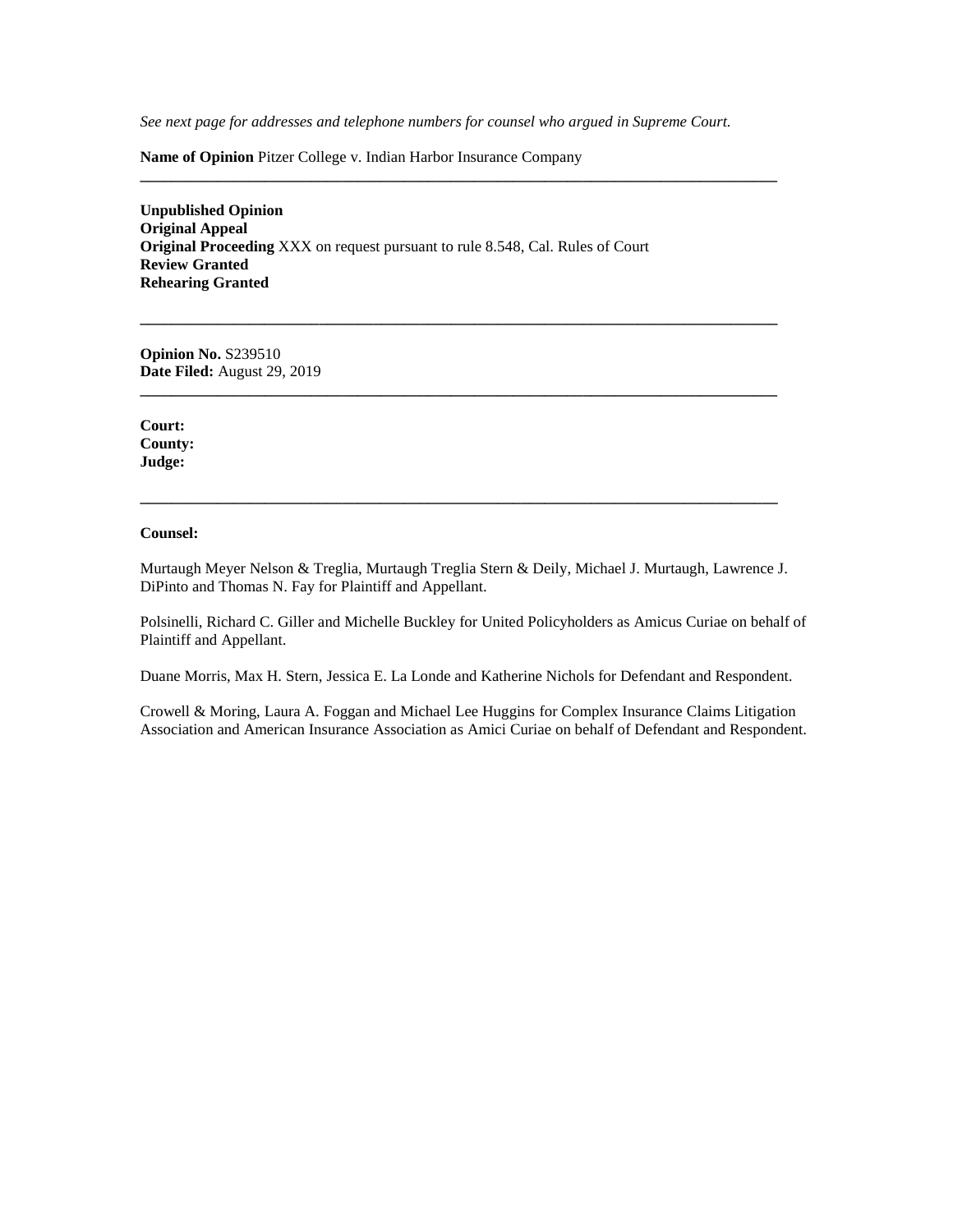*See next page for addresses and telephone numbers for counsel who argued in Supreme Court.*

**Name of Opinion** Pitzer College v. Indian Harbor Insurance Company

---

**Unpublished Opinion**
**Original Appeal**
**Original Proceeding** XXX on request pursuant to rule 8.548, Cal. Rules of Court
**Review Granted**
**Rehearing Granted**

---

**Opinion No.** S239510
**Date Filed:** August 29, 2019

---

**Court:**
**County:**
**Judge:**

---

**Counsel:**

Murtaugh Meyer Nelson & Treglia, Murtaugh Treglia Stern & Deily, Michael J. Murtaugh, Lawrence J. DiPinto and Thomas N. Fay for Plaintiff and Appellant.

Polsinelli, Richard C. Giller and Michelle Buckley for United Policyholders as Amicus Curiae on behalf of Plaintiff and Appellant.

Duane Morris, Max H. Stern, Jessica E. La Londe and Katherine Nichols for Defendant and Respondent.

Crowell & Moring, Laura A. Foggan and Michael Lee Huggins for Complex Insurance Claims Litigation Association and American Insurance Association as Amici Curiae on behalf of Defendant and Respondent.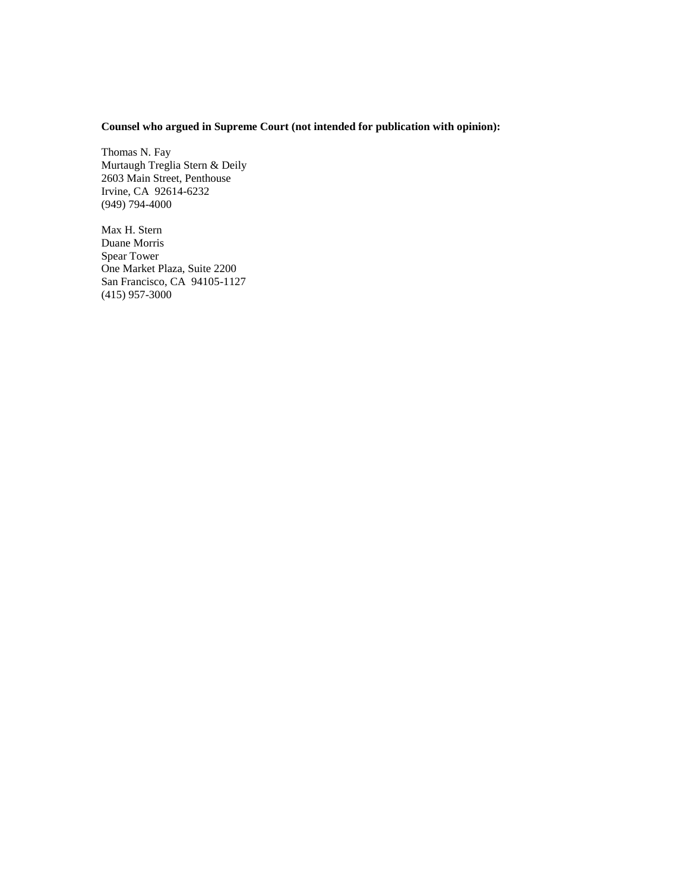**Counsel who argued in Supreme Court (not intended for publication with opinion):**

Thomas N. Fay
Murtaugh Treglia Stern & Deily
2603 Main Street, Penthouse
Irvine, CA 92614-6232
(949) 794-4000

Max H. Stern
Duane Morris
Spear Tower
One Market Plaza, Suite 2200
San Francisco, CA 94105-1127
(415) 957-3000